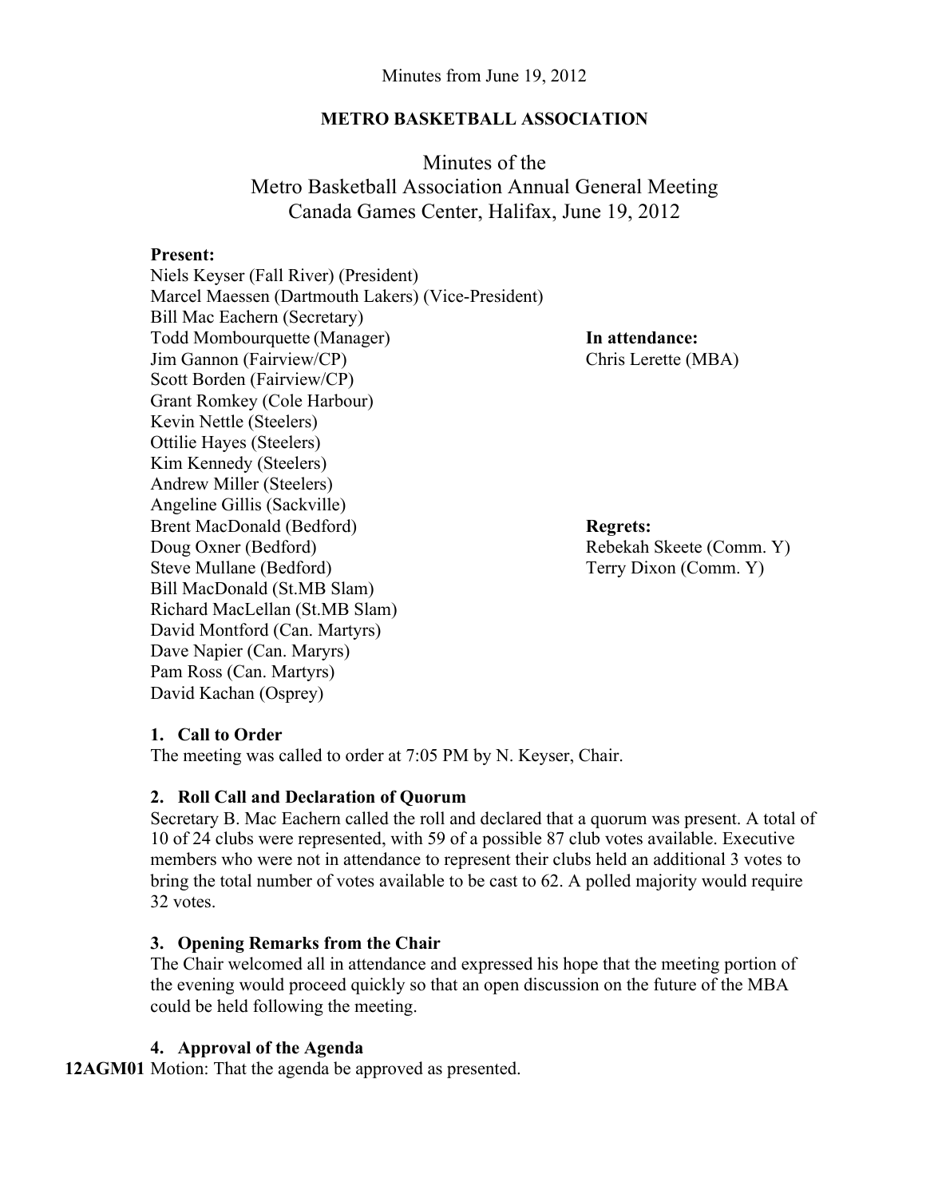Minutes from June 19, 2012

**METRO BASKETBALL ASSOCIATION**

# Minutes of the Metro Basketball Association Annual General Meeting Canada Games Center, Halifax, June 19, 2012

**Present:**
Niels Keyser (Fall River) (President)
Marcel Maessen (Dartmouth Lakers) (Vice-President)
Bill Mac Eachern (Secretary)
Todd Mombourquette (Manager)
Jim Gannon (Fairview/CP)
Scott Borden (Fairview/CP)
Grant Romkey (Cole Harbour)
Kevin Nettle (Steelers)
Ottilie Hayes (Steelers)
Kim Kennedy (Steelers)
Andrew Miller (Steelers)
Angeline Gillis (Sackville)
Brent MacDonald (Bedford)
Doug Oxner (Bedford)
Steve Mullane (Bedford)
Bill MacDonald (St.MB Slam)
Richard MacLellan (St.MB Slam)
David Montford (Can. Martyrs)
Dave Napier (Can. Maryrs)
Pam Ross (Can. Martyrs)
David Kachan (Osprey)

**In attendance:**
Chris Lerette (MBA)

**Regrets:**
Rebekah Skeete (Comm. Y)
Terry Dixon (Comm. Y)

### 1. Call to Order

The meeting was called to order at 7:05 PM by N. Keyser, Chair.

### 2. Roll Call and Declaration of Quorum

Secretary B. Mac Eachern called the roll and declared that a quorum was present. A total of 10 of 24 clubs were represented, with 59 of a possible 87 club votes available. Executive members who were not in attendance to represent their clubs held an additional 3 votes to bring the total number of votes available to be cast to 62. A polled majority would require 32 votes.

### 3. Opening Remarks from the Chair

The Chair welcomed all in attendance and expressed his hope that the meeting portion of the evening would proceed quickly so that an open discussion on the future of the MBA could be held following the meeting.

### 4. Approval of the Agenda

**12AGM01** Motion: That the agenda be approved as presented.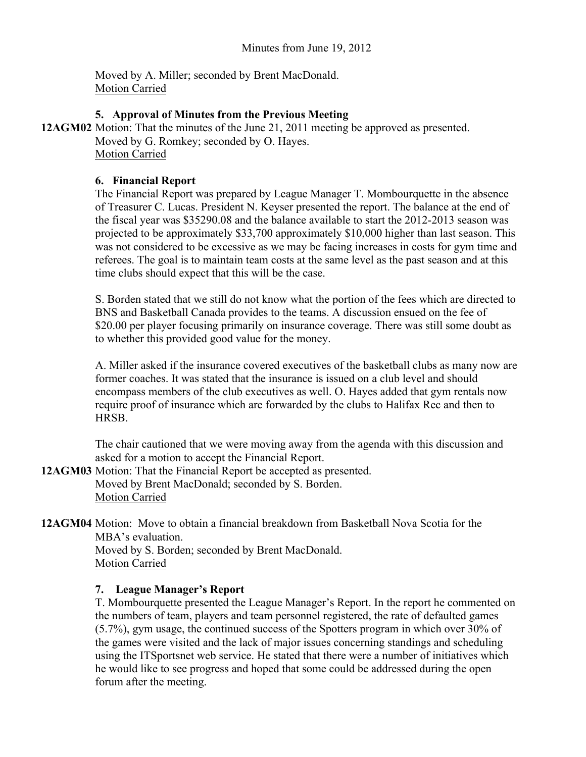Moved by A. Miller; seconded by Brent MacDonald.
Motion Carried

### 5. Approval of Minutes from the Previous Meeting

**12AGM02** Motion: That the minutes of the June 21, 2011 meeting be approved as presented.
Moved by G. Romkey; seconded by O. Hayes.
Motion Carried

### 6. Financial Report

The Financial Report was prepared by League Manager T. Mombourquette in the absence of Treasurer C. Lucas. President N. Keyser presented the report. The balance at the end of the fiscal year was $35290.08 and the balance available to start the 2012-2013 season was projected to be approximately $33,700 approximately $10,000 higher than last season. This was not considered to be excessive as we may be facing increases in costs for gym time and referees. The goal is to maintain team costs at the same level as the past season and at this time clubs should expect that this will be the case.

S. Borden stated that we still do not know what the portion of the fees which are directed to BNS and Basketball Canada provides to the teams. A discussion ensued on the fee of $20.00 per player focusing primarily on insurance coverage. There was still some doubt as to whether this provided good value for the money.

A. Miller asked if the insurance covered executives of the basketball clubs as many now are former coaches. It was stated that the insurance is issued on a club level and should encompass members of the club executives as well. O. Hayes added that gym rentals now require proof of insurance which are forwarded by the clubs to Halifax Rec and then to HRSB.

The chair cautioned that we were moving away from the agenda with this discussion and asked for a motion to accept the Financial Report.

**12AGM03** Motion: That the Financial Report be accepted as presented.
Moved by Brent MacDonald; seconded by S. Borden.
Motion Carried

**12AGM04** Motion: Move to obtain a financial breakdown from Basketball Nova Scotia for the MBA's evaluation.
Moved by S. Borden; seconded by Brent MacDonald.
Motion Carried

### 7. League Manager's Report

T. Mombourquette presented the League Manager's Report. In the report he commented on the numbers of team, players and team personnel registered, the rate of defaulted games (5.7%), gym usage, the continued success of the Spotters program in which over 30% of the games were visited and the lack of major issues concerning standings and scheduling using the ITSportsnet web service. He stated that there were a number of initiatives which he would like to see progress and hoped that some could be addressed during the open forum after the meeting.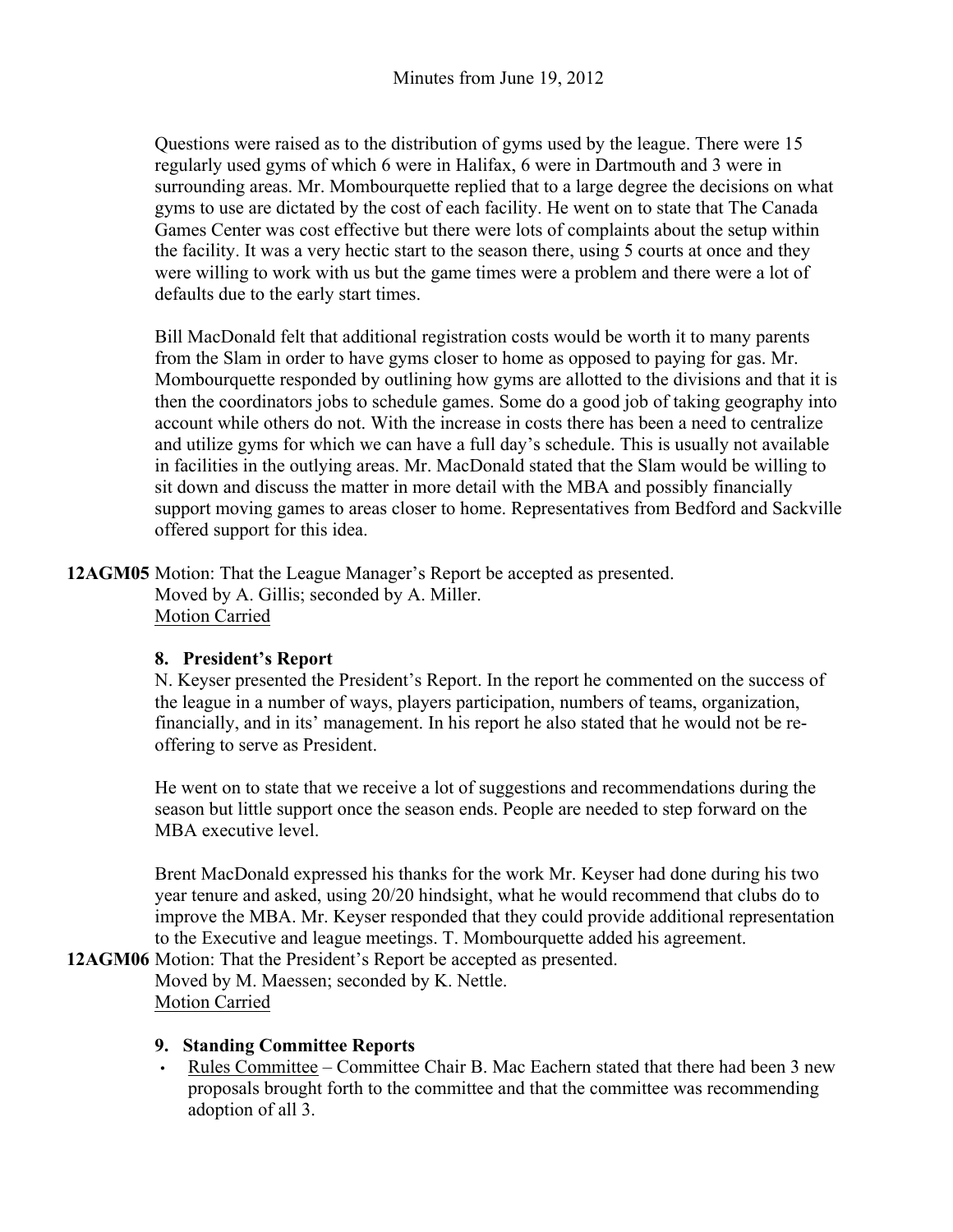Questions were raised as to the distribution of gyms used by the league. There were 15 regularly used gyms of which 6 were in Halifax, 6 were in Dartmouth and 3 were in surrounding areas. Mr. Mombourquette replied that to a large degree the decisions on what gyms to use are dictated by the cost of each facility. He went on to state that The Canada Games Center was cost effective but there were lots of complaints about the setup within the facility. It was a very hectic start to the season there, using 5 courts at once and they were willing to work with us but the game times were a problem and there were a lot of defaults due to the early start times.

Bill MacDonald felt that additional registration costs would be worth it to many parents from the Slam in order to have gyms closer to home as opposed to paying for gas. Mr. Mombourquette responded by outlining how gyms are allotted to the divisions and that it is then the coordinators jobs to schedule games. Some do a good job of taking geography into account while others do not. With the increase in costs there has been a need to centralize and utilize gyms for which we can have a full day's schedule. This is usually not available in facilities in the outlying areas. Mr. MacDonald stated that the Slam would be willing to sit down and discuss the matter in more detail with the MBA and possibly financially support moving games to areas closer to home. Representatives from Bedford and Sackville offered support for this idea.

**12AGM05** Motion: That the League Manager's Report be accepted as presented.
Moved by A. Gillis; seconded by A. Miller.
Motion Carried

### 8. President's Report

N. Keyser presented the President's Report. In the report he commented on the success of the league in a number of ways, players participation, numbers of teams, organization, financially, and in its' management. In his report he also stated that he would not be re-offering to serve as President.

He went on to state that we receive a lot of suggestions and recommendations during the season but little support once the season ends. People are needed to step forward on the MBA executive level.

Brent MacDonald expressed his thanks for the work Mr. Keyser had done during his two year tenure and asked, using 20/20 hindsight, what he would recommend that clubs do to improve the MBA. Mr. Keyser responded that they could provide additional representation to the Executive and league meetings. T. Mombourquette added his agreement.

**12AGM06** Motion: That the President's Report be accepted as presented.
Moved by M. Maessen; seconded by K. Nettle.
Motion Carried

### 9. Standing Committee Reports

- Rules Committee – Committee Chair B. Mac Eachern stated that there had been 3 new proposals brought forth to the committee and that the committee was recommending adoption of all 3.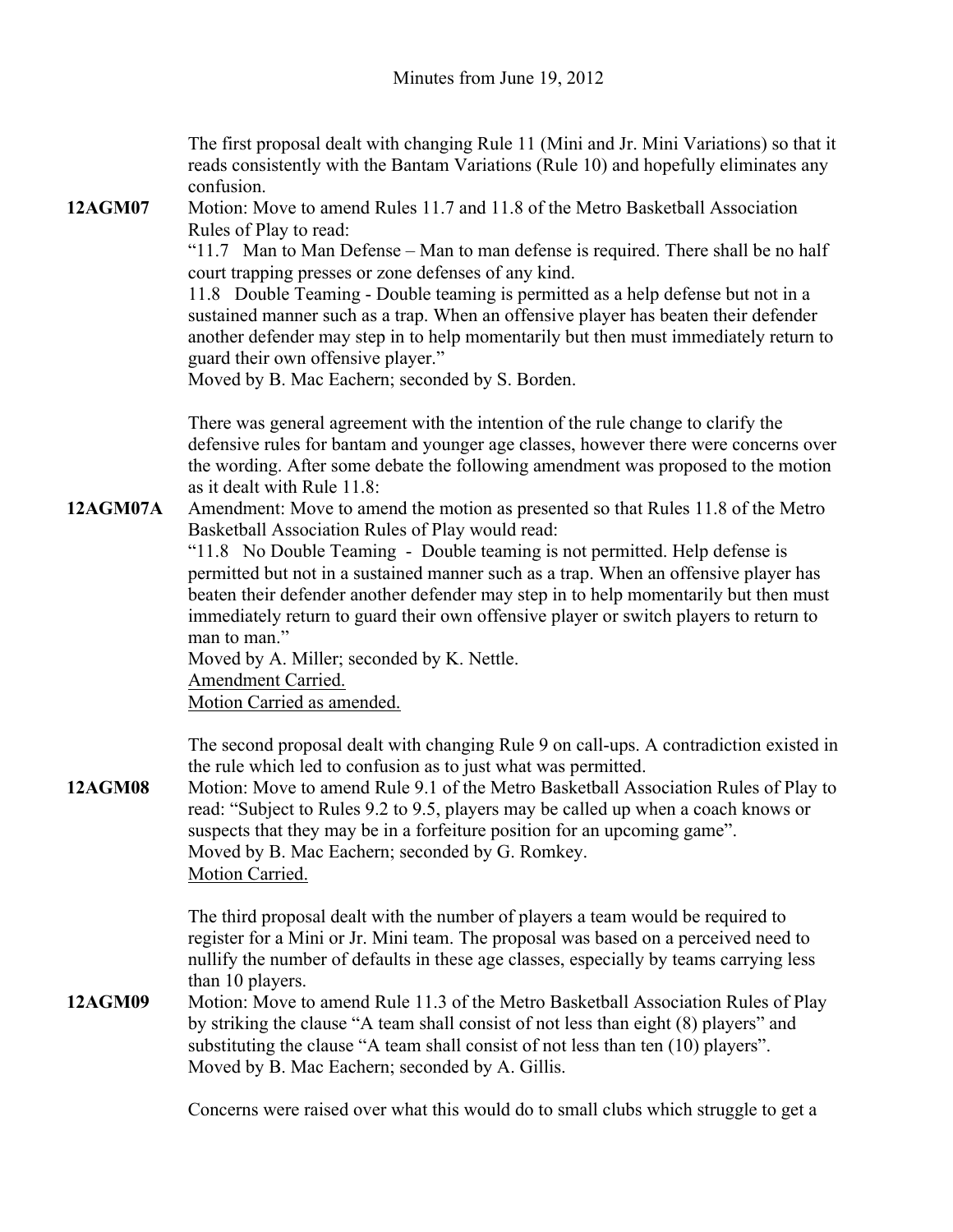The first proposal dealt with changing Rule 11 (Mini and Jr. Mini Variations) so that it reads consistently with the Bantam Variations (Rule 10) and hopefully eliminates any confusion.

**12AGM07** Motion: Move to amend Rules 11.7 and 11.8 of the Metro Basketball Association Rules of Play to read:

"11.7 Man to Man Defense – Man to man defense is required. There shall be no half court trapping presses or zone defenses of any kind.

11.8 Double Teaming - Double teaming is permitted as a help defense but not in a sustained manner such as a trap. When an offensive player has beaten their defender another defender may step in to help momentarily but then must immediately return to guard their own offensive player."

Moved by B. Mac Eachern; seconded by S. Borden.

There was general agreement with the intention of the rule change to clarify the defensive rules for bantam and younger age classes, however there were concerns over the wording. After some debate the following amendment was proposed to the motion as it dealt with Rule 11.8:

**12AGM07A** Amendment: Move to amend the motion as presented so that Rules 11.8 of the Metro Basketball Association Rules of Play would read:

"11.8 No Double Teaming - Double teaming is not permitted. Help defense is permitted but not in a sustained manner such as a trap. When an offensive player has beaten their defender another defender may step in to help momentarily but then must immediately return to guard their own offensive player or switch players to return to man to man."

Moved by A. Miller; seconded by K. Nettle.

<u>Amendment Carried.</u>

<u>Motion Carried as amended.</u>

The second proposal dealt with changing Rule 9 on call-ups. A contradiction existed in the rule which led to confusion as to just what was permitted.

**12AGM08** Motion: Move to amend Rule 9.1 of the Metro Basketball Association Rules of Play to read: "Subject to Rules 9.2 to 9.5, players may be called up when a coach knows or suspects that they may be in a forfeiture position for an upcoming game".

Moved by B. Mac Eachern; seconded by G. Romkey.

<u>Motion Carried.</u>

The third proposal dealt with the number of players a team would be required to register for a Mini or Jr. Mini team. The proposal was based on a perceived need to nullify the number of defaults in these age classes, especially by teams carrying less than 10 players.

**12AGM09** Motion: Move to amend Rule 11.3 of the Metro Basketball Association Rules of Play by striking the clause "A team shall consist of not less than eight (8) players" and substituting the clause "A team shall consist of not less than ten (10) players".

Moved by B. Mac Eachern; seconded by A. Gillis.

Concerns were raised over what this would do to small clubs which struggle to get a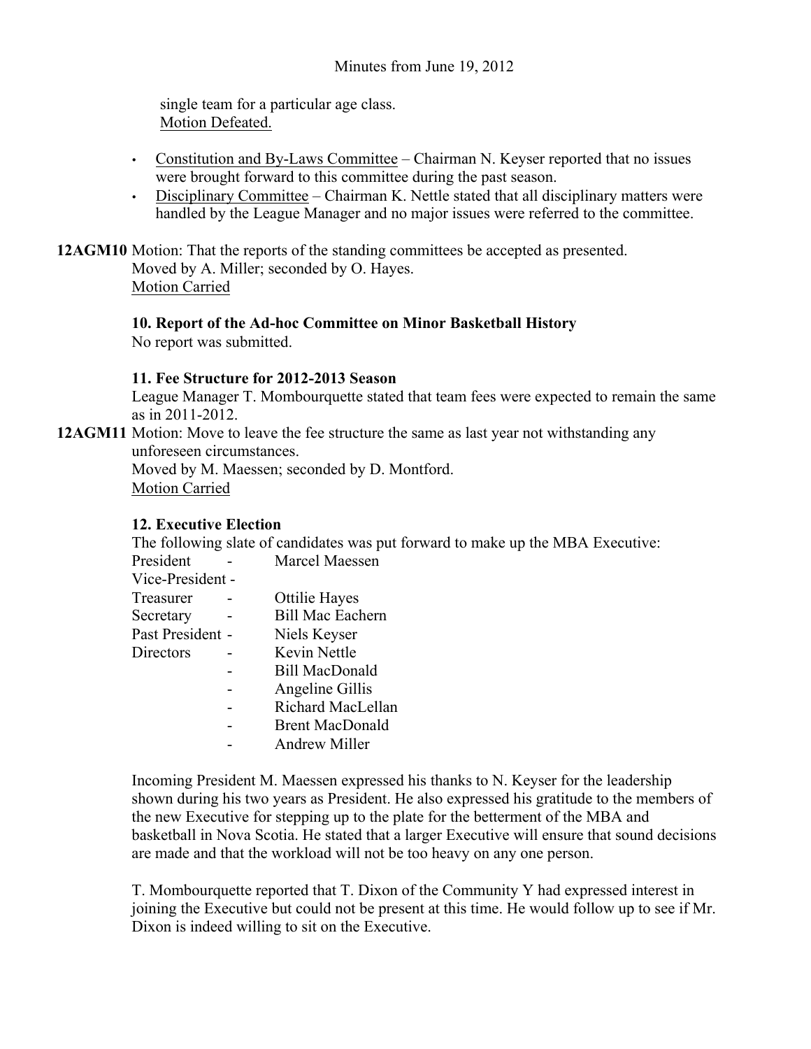single team for a particular age class.
Motion Defeated.

- Constitution and By-Laws Committee – Chairman N. Keyser reported that no issues were brought forward to this committee during the past season.
- Disciplinary Committee – Chairman K. Nettle stated that all disciplinary matters were handled by the League Manager and no major issues were referred to the committee.

**12AGM10** Motion: That the reports of the standing committees be accepted as presented.
Moved by A. Miller; seconded by O. Hayes.
Motion Carried

**10. Report of the Ad-hoc Committee on Minor Basketball History**

No report was submitted.

**11. Fee Structure for 2012-2013 Season**

League Manager T. Mombourquette stated that team fees were expected to remain the same as in 2011-2012.

**12AGM11** Motion: Move to leave the fee structure the same as last year not withstanding any unforeseen circumstances.
Moved by M. Maessen; seconded by D. Montford.
Motion Carried

**12. Executive Election**

The following slate of candidates was put forward to make up the MBA Executive:

| | | |
|---|---|---|
| President | - | Marcel Maessen |
| Vice-President | - | |
| Treasurer | - | Ottilie Hayes |
| Secretary | - | Bill Mac Eachern |
| Past President | - | Niels Keyser |
| Directors | - | Kevin Nettle |
| | - | Bill MacDonald |
| | - | Angeline Gillis |
| | - | Richard MacLellan |
| | - | Brent MacDonald |
| | - | Andrew Miller |

Incoming President M. Maessen expressed his thanks to N. Keyser for the leadership shown during his two years as President. He also expressed his gratitude to the members of the new Executive for stepping up to the plate for the betterment of the MBA and basketball in Nova Scotia. He stated that a larger Executive will ensure that sound decisions are made and that the workload will not be too heavy on any one person.

T. Mombourquette reported that T. Dixon of the Community Y had expressed interest in joining the Executive but could not be present at this time. He would follow up to see if Mr. Dixon is indeed willing to sit on the Executive.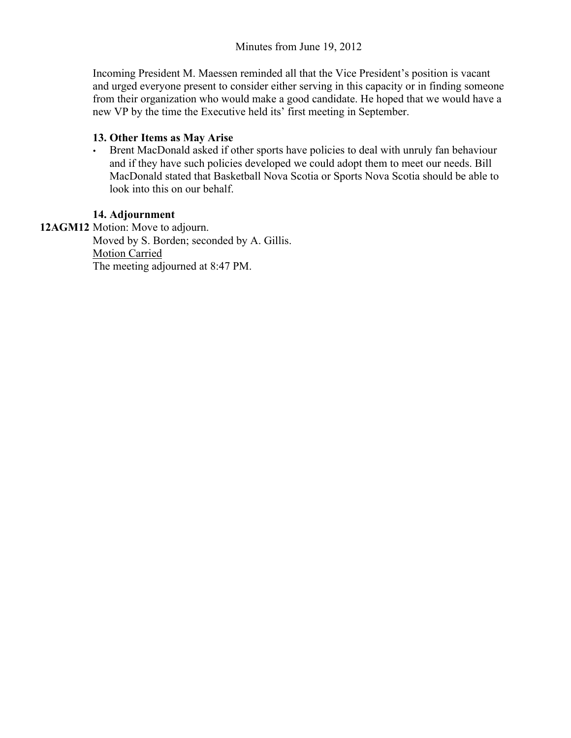Incoming President M. Maessen reminded all that the Vice President's position is vacant and urged everyone present to consider either serving in this capacity or in finding someone from their organization who would make a good candidate. He hoped that we would have a new VP by the time the Executive held its' first meeting in September.

### 13. Other Items as May Arise

- Brent MacDonald asked if other sports have policies to deal with unruly fan behaviour and if they have such policies developed we could adopt them to meet our needs. Bill MacDonald stated that Basketball Nova Scotia or Sports Nova Scotia should be able to look into this on our behalf.

### 14. Adjournment

**12AGM12** Motion: Move to adjourn.
Moved by S. Borden; seconded by A. Gillis.
<u>Motion Carried</u>
The meeting adjourned at 8:47 PM.